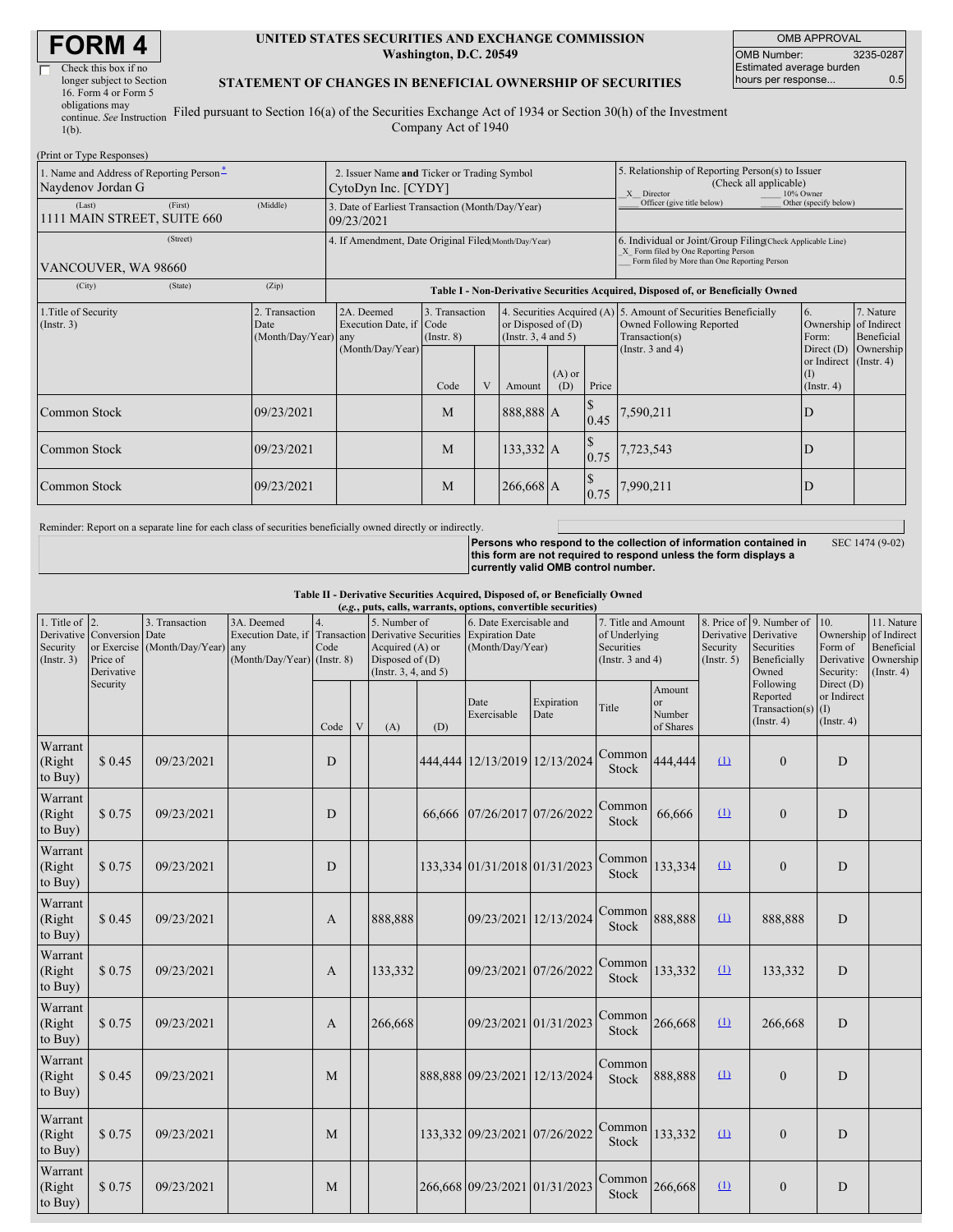# FORM 4

☐ Check this box if no longer subject to Section 16. Form 4 or Form 5 obligations may continue. *See* Instruction 1(b).

**UNITED STATES SECURITIES AND EXCHANGE COMMISSION**
**Washington, D.C. 20549**

**STATEMENT OF CHANGES IN BENEFICIAL OWNERSHIP OF SECURITIES**

Filed pursuant to Section 16(a) of the Securities Exchange Act of 1934 or Section 30(h) of the Investment Company Act of 1940

| OMB APPROVAL | |
|---|---|
| OMB Number: | 3235-0287 |
| Estimated average burden hours per response... | 0.5 |

(Print or Type Responses)

| | | |
|---|---|---|
| 1. Name and Address of Reporting Person*<br>Naydenov Jordan G<br>(Last) (First) (Middle)<br>1111 MAIN STREET, SUITE 660<br>(Street)<br>VANCOUVER, WA 98660<br>(City) (State) (Zip) | 2. Issuer Name **and** Ticker or Trading Symbol<br>CytoDyn Inc. [CYDY]<br><br>3. Date of Earliest Transaction (Month/Day/Year)<br>09/23/2021<br><br>4. If Amendment, Date Original Filed(Month/Day/Year) | 5. Relationship of Reporting Person(s) to Issuer (Check all applicable)<br>_X_ Director ___ 10% Owner<br>___ Officer (give title below) ___ Other (specify below)<br><br>6. Individual or Joint/Group Filing(Check Applicable Line)<br>_X_ Form filed by One Reporting Person<br>___ Form filed by More than One Reporting Person |

**Table I - Non-Derivative Securities Acquired, Disposed of, or Beneficially Owned**

| 1.Title of Security (Instr. 3) | 2. Transaction Date (Month/Day/Year) | 2A. Deemed Execution Date, if any (Month/Day/Year) | 3. Transaction Code (Instr. 8) | | 4. Securities Acquired (A) or Disposed of (D) (Instr. 3, 4 and 5) | | | 5. Amount of Securities Beneficially Owned Following Reported Transaction(s) (Instr. 3 and 4) | 6. Ownership Form: Direct (D) or Indirect (I) (Instr. 4) | 7. Nature of Indirect Beneficial Ownership (Instr. 4) |
|---|---|---|---|---|---|---|---|---|---|---|
| | | | Code | V | Amount | (A) or (D) | Price | | | |
| Common Stock | 09/23/2021 | | M | | 888,888 | A | $ 0.45 | 7,590,211 | D | |
| Common Stock | 09/23/2021 | | M | | 133,332 | A | $ 0.75 | 7,723,543 | D | |
| Common Stock | 09/23/2021 | | M | | 266,668 | A | $ 0.75 | 7,990,211 | D | |

Reminder: Report on a separate line for each class of securities beneficially owned directly or indirectly.

**Persons who respond to the collection of information contained in this form are not required to respond unless the form displays a currently valid OMB control number.**

SEC 1474 (9-02)

**Table II - Derivative Securities Acquired, Disposed of, or Beneficially Owned**
***(e.g., puts, calls, warrants, options, convertible securities)***

| 1. Title of Derivative Security (Instr. 3) | 2. Conversion or Exercise Price of Derivative Security | 3. Transaction Date (Month/Day/Year) | 3A. Deemed Execution Date, if any (Month/Day/Year) | 4. Transaction Code (Instr. 8) | | 5. Number of Derivative Securities Acquired (A) or Disposed of (D) (Instr. 3, 4, and 5) | | 6. Date Exercisable and Expiration Date (Month/Day/Year) | | 7. Title and Amount of Underlying Securities (Instr. 3 and 4) | | 8. Price of Derivative Security (Instr. 5) | 9. Number of Derivative Securities Beneficially Owned Following Reported Transaction(s) (Instr. 4) | 10. Ownership Form of Derivative Security: Direct (D) or Indirect (I) (Instr. 4) | 11. Nature of Indirect Beneficial Ownership (Instr. 4) |
|---|---|---|---|---|---|---|---|---|---|---|---|---|---|---|---|
| | | | | Code | V | (A) | (D) | Date Exercisable | Expiration Date | Title | Amount or Number of Shares | | | | |
| Warrant (Right to Buy) | $ 0.45 | 09/23/2021 | | D | | | 444,444 | 12/13/2019 | 12/13/2024 | Common Stock | 444,444 | (1) | 0 | D | |
| Warrant (Right to Buy) | $ 0.75 | 09/23/2021 | | D | | | 66,666 | 07/26/2017 | 07/26/2022 | Common Stock | 66,666 | (1) | 0 | D | |
| Warrant (Right to Buy) | $ 0.75 | 09/23/2021 | | D | | | 133,334 | 01/31/2018 | 01/31/2023 | Common Stock | 133,334 | (1) | 0 | D | |
| Warrant (Right to Buy) | $ 0.45 | 09/23/2021 | | A | | 888,888 | | 09/23/2021 | 12/13/2024 | Common Stock | 888,888 | (1) | 888,888 | D | |
| Warrant (Right to Buy) | $ 0.75 | 09/23/2021 | | A | | 133,332 | | 09/23/2021 | 07/26/2022 | Common Stock | 133,332 | (1) | 133,332 | D | |
| Warrant (Right to Buy) | $ 0.75 | 09/23/2021 | | A | | 266,668 | | 09/23/2021 | 01/31/2023 | Common Stock | 266,668 | (1) | 266,668 | D | |
| Warrant (Right to Buy) | $ 0.45 | 09/23/2021 | | M | | | 888,888 | 09/23/2021 | 12/13/2024 | Common Stock | 888,888 | (1) | 0 | D | |
| Warrant (Right to Buy) | $ 0.75 | 09/23/2021 | | M | | | 133,332 | 09/23/2021 | 07/26/2022 | Common Stock | 133,332 | (1) | 0 | D | |
| Warrant (Right to Buy) | $ 0.75 | 09/23/2021 | | M | | | 266,668 | 09/23/2021 | 01/31/2023 | Common Stock | 266,668 | (1) | 0 | D | |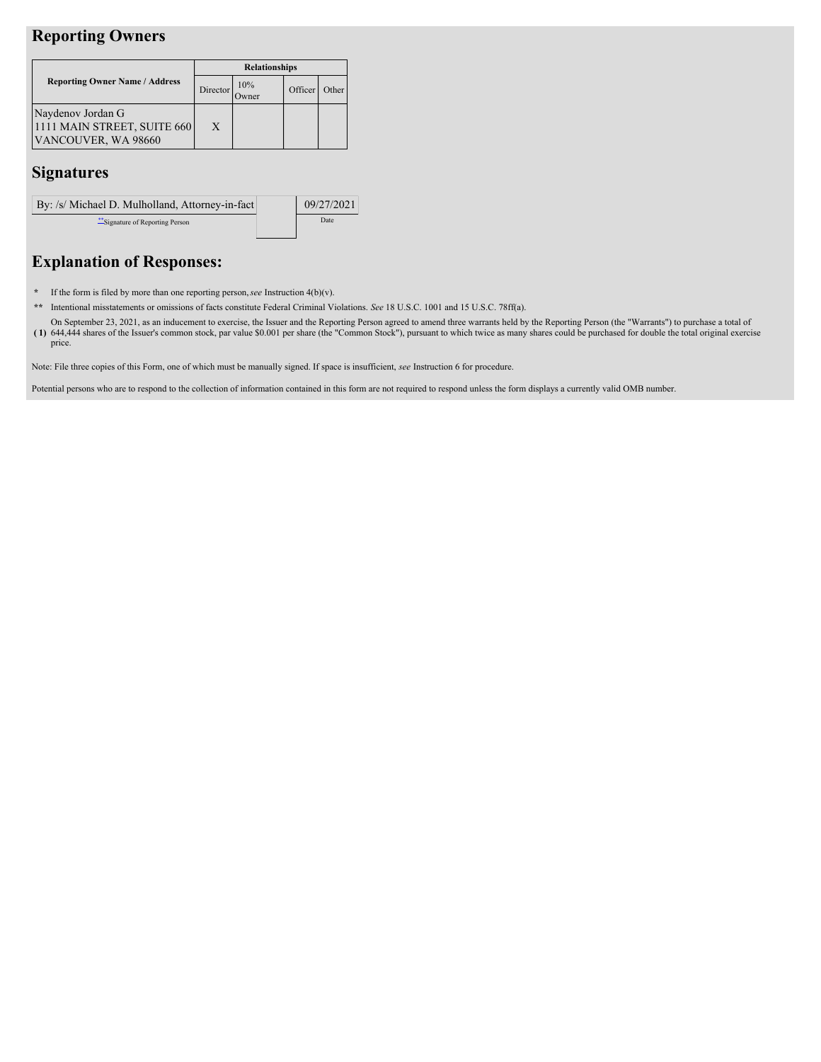## Reporting Owners

| Reporting Owner Name / Address | Relationships | | | |
|---|---|---|---|---|
| | Director | 10% Owner | Officer | Other |
| Naydenov Jordan G<br>1111 MAIN STREET, SUITE 660<br>VANCOUVER, WA 98660 | X | | | |

## Signatures

| | |
|---|---|
| By: /s/ Michael D. Mulholland, Attorney-in-fact | 09/27/2021 |
| **Signature of Reporting Person | Date |

## Explanation of Responses:

- \* If the form is filed by more than one reporting person, *see* Instruction 4(b)(v).
- \** Intentional misstatements or omissions of facts constitute Federal Criminal Violations. *See* 18 U.S.C. 1001 and 15 U.S.C. 78ff(a).
- ( 1) On September 23, 2021, as an inducement to exercise, the Issuer and the Reporting Person agreed to amend three warrants held by the Reporting Person (the "Warrants") to purchase a total of 644,444 shares of the Issuer's common stock, par value $0.001 per share (the "Common Stock"), pursuant to which twice as many shares could be purchased for double the total original exercise price.

Note: File three copies of this Form, one of which must be manually signed. If space is insufficient, *see* Instruction 6 for procedure.

Potential persons who are to respond to the collection of information contained in this form are not required to respond unless the form displays a currently valid OMB number.